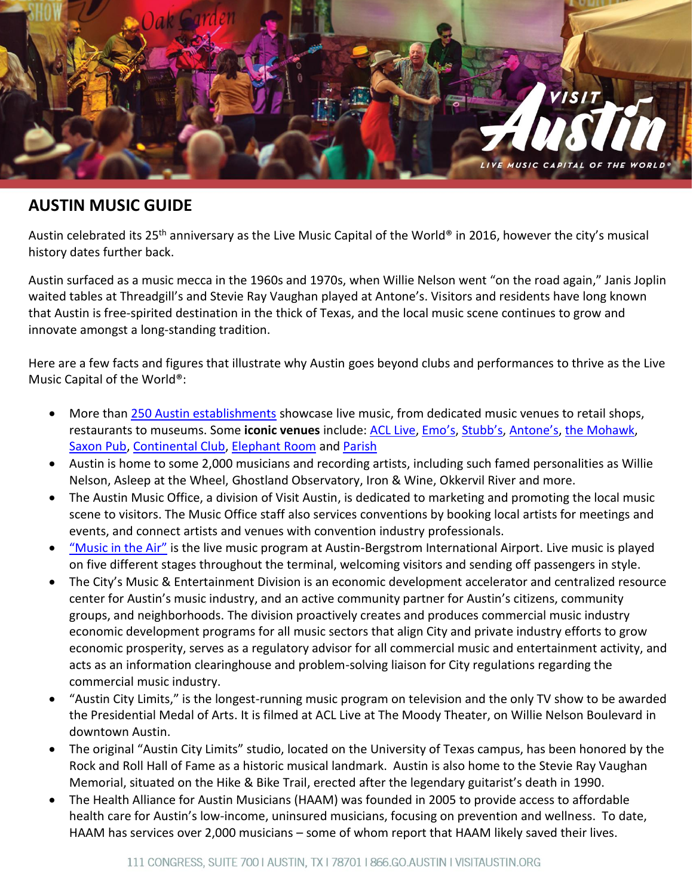# AUSTIN MUSIC GUIDE

Austin celebrated its 25th anniversary as the Live Music Capital of the World® in 2016, however the city's musical history dates further back.

Austin surfaced as a music mecca in the 1960s and 1970s, when Willie Nelson went "on the road again," Janis Joplin waited tables at Threadgill's and Stevie Ray Vaughan played at Antone's. Visitors and residents have long known that Austin is free-spirited destination in the thick of Texas, and the local music scene continues to grow and innovate amongst a long-standing tradition.

Here are a few facts and figures that illustrate why Austin goes beyond clubs and performances to thrive as the Live Music Capital of the World®:

- More than 250 Austin establishments showcase live music, from dedicated music venues to retail shops, restaurants to museums. Some **iconic venues** include: ACL Live, Emo's, Stubb's, Antone's, the Mohawk, Saxon Pub, Continental Club, Elephant Room and Parish
- Austin is home to some 2,000 musicians and recording artists, including such famed personalities as Willie Nelson, Asleep at the Wheel, Ghostland Observatory, Iron & Wine, Okkervil River and more.
- The Austin Music Office, a division of Visit Austin, is dedicated to marketing and promoting the local music scene to visitors. The Music Office staff also services conventions by booking local artists for meetings and events, and connect artists and venues with convention industry professionals.
- "Music in the Air" is the live music program at Austin-Bergstrom International Airport. Live music is played on five different stages throughout the terminal, welcoming visitors and sending off passengers in style.
- The City's Music & Entertainment Division is an economic development accelerator and centralized resource center for Austin's music industry, and an active community partner for Austin's citizens, community groups, and neighborhoods. The division proactively creates and produces commercial music industry economic development programs for all music sectors that align City and private industry efforts to grow economic prosperity, serves as a regulatory advisor for all commercial music and entertainment activity, and acts as an information clearinghouse and problem-solving liaison for City regulations regarding the commercial music industry.
- "Austin City Limits," is the longest-running music program on television and the only TV show to be awarded the Presidential Medal of Arts. It is filmed at ACL Live at The Moody Theater, on Willie Nelson Boulevard in downtown Austin.
- The original "Austin City Limits" studio, located on the University of Texas campus, has been honored by the Rock and Roll Hall of Fame as a historic musical landmark. Austin is also home to the Stevie Ray Vaughan Memorial, situated on the Hike & Bike Trail, erected after the legendary guitarist's death in 1990.
- The Health Alliance for Austin Musicians (HAAM) was founded in 2005 to provide access to affordable health care for Austin's low-income, uninsured musicians, focusing on prevention and wellness. To date, HAAM has services over 2,000 musicians – some of whom report that HAAM likely saved their lives.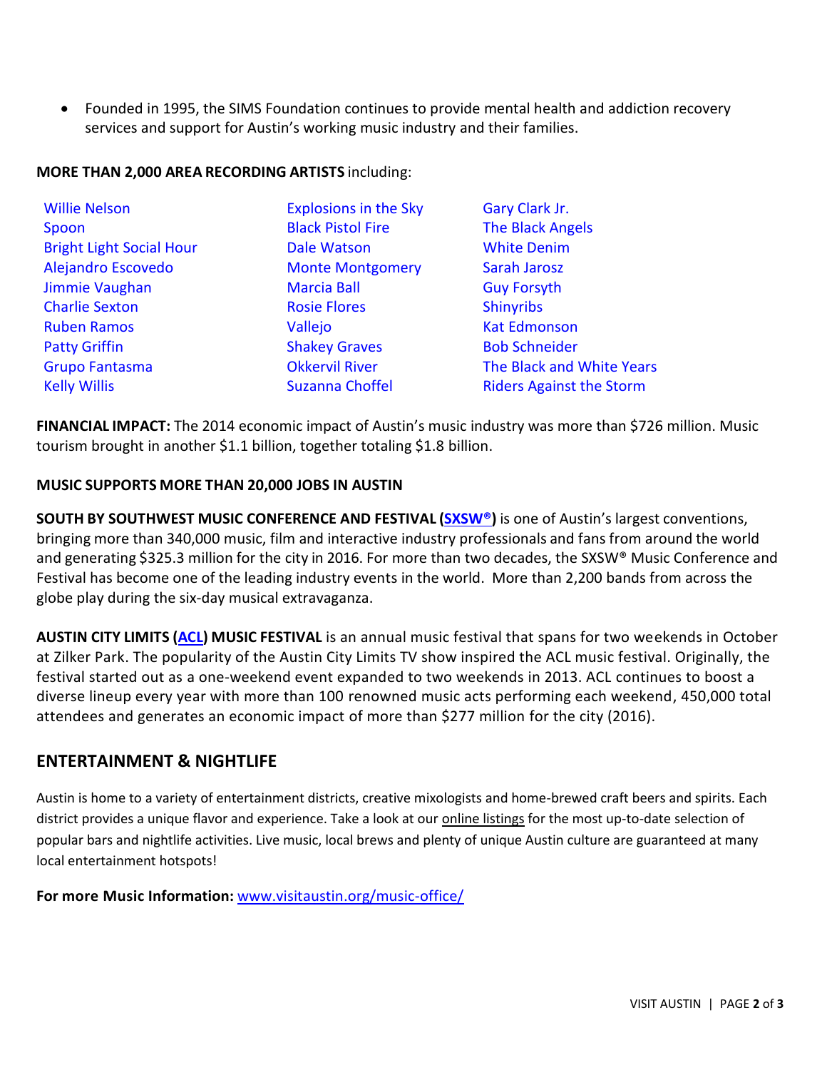- Founded in 1995, the SIMS Foundation continues to provide mental health and addiction recovery services and support for Austin's working music industry and their families.

**MORE THAN 2,000 AREA RECORDING ARTISTS** including:

- Willie Nelson
- Spoon
- Bright Light Social Hour
- Alejandro Escovedo
- Jimmie Vaughan
- Charlie Sexton
- Ruben Ramos
- Patty Griffin
- Grupo Fantasma
- Kelly Willis
- Explosions in the Sky
- Black Pistol Fire
- Dale Watson
- Monte Montgomery
- Marcia Ball
- Rosie Flores
- Vallejo
- Shakey Graves
- Okkervil River
- Suzanna Choffel
- Gary Clark Jr.
- The Black Angels
- White Denim
- Sarah Jarosz
- Guy Forsyth
- Shinyribs
- Kat Edmonson
- Bob Schneider
- The Black and White Years
- Riders Against the Storm

**FINANCIAL IMPACT:** The 2014 economic impact of Austin's music industry was more than $726 million. Music tourism brought in another $1.1 billion, together totaling $1.8 billion.

**MUSIC SUPPORTS MORE THAN 20,000 JOBS IN AUSTIN**

**SOUTH BY SOUTHWEST MUSIC CONFERENCE AND FESTIVAL (SXSW®)** is one of Austin's largest conventions, bringing more than 340,000 music, film and interactive industry professionals and fans from around the world and generating $325.3 million for the city in 2016. For more than two decades, the SXSW® Music Conference and Festival has become one of the leading industry events in the world. More than 2,200 bands from across the globe play during the six-day musical extravaganza.

**AUSTIN CITY LIMITS (ACL) MUSIC FESTIVAL** is an annual music festival that spans for two weekends in October at Zilker Park. The popularity of the Austin City Limits TV show inspired the ACL music festival. Originally, the festival started out as a one-weekend event expanded to two weekends in 2013. ACL continues to boost a diverse lineup every year with more than 100 renowned music acts performing each weekend, 450,000 total attendees and generates an economic impact of more than $277 million for the city (2016).

## ENTERTAINMENT & NIGHTLIFE

Austin is home to a variety of entertainment districts, creative mixologists and home-brewed craft beers and spirits. Each district provides a unique flavor and experience. Take a look at our online listings for the most up-to-date selection of popular bars and nightlife activities. Live music, local brews and plenty of unique Austin culture are guaranteed at many local entertainment hotspots!

**For more Music Information:** www.visitaustin.org/music-office/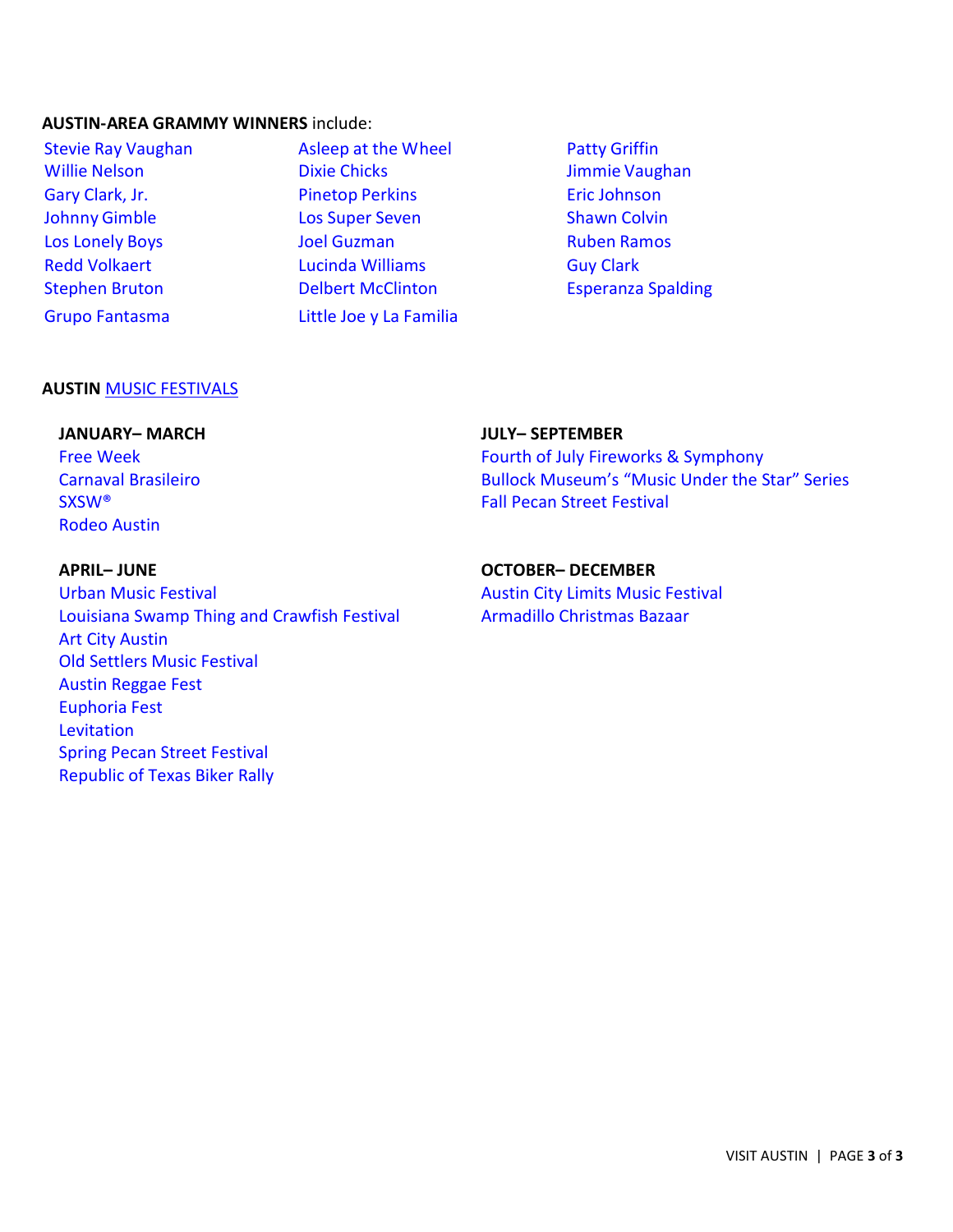**AUSTIN-AREA GRAMMY WINNERS** include:

- Stevie Ray Vaughan
- Willie Nelson
- Gary Clark, Jr.
- Johnny Gimble
- Los Lonely Boys
- Redd Volkaert
- Stephen Bruton
- Grupo Fantasma
- Asleep at the Wheel
- Dixie Chicks
- Pinetop Perkins
- Los Super Seven
- Joel Guzman
- Lucinda Williams
- Delbert McClinton
- Little Joe y La Familia
- Patty Griffin
- Jimmie Vaughan
- Eric Johnson
- Shawn Colvin
- Ruben Ramos
- Guy Clark
- Esperanza Spalding

**AUSTIN** MUSIC FESTIVALS

**JANUARY– MARCH**

- Free Week
- Carnaval Brasileiro
- SXSW®
- Rodeo Austin

**APRIL– JUNE**

- Urban Music Festival
- Louisiana Swamp Thing and Crawfish Festival
- Art City Austin
- Old Settlers Music Festival
- Austin Reggae Fest
- Euphoria Fest
- Levitation
- Spring Pecan Street Festival
- Republic of Texas Biker Rally

**JULY– SEPTEMBER**

- Fourth of July Fireworks & Symphony
- Bullock Museum's "Music Under the Star" Series
- Fall Pecan Street Festival

**OCTOBER– DECEMBER**

- Austin City Limits Music Festival
- Armadillo Christmas Bazaar